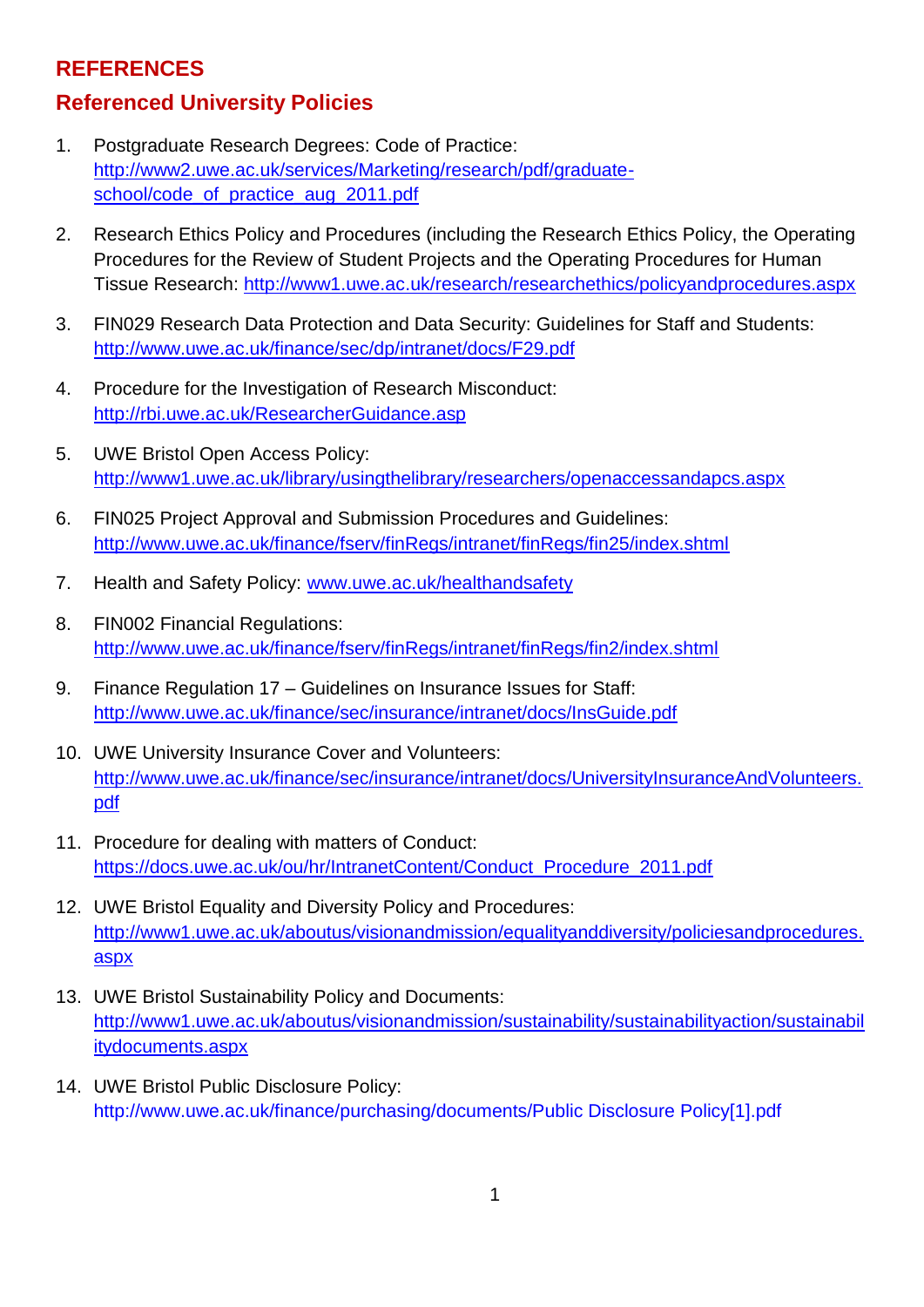# REFERENCES

## Referenced University Policies

1. Postgraduate Research Degrees: Code of Practice: http://www2.uwe.ac.uk/services/Marketing/research/pdf/graduate-school/code_of_practice_aug_2011.pdf

2. Research Ethics Policy and Procedures (including the Research Ethics Policy, the Operating Procedures for the Review of Student Projects and the Operating Procedures for Human Tissue Research: http://www1.uwe.ac.uk/research/researchethics/policyandprocedures.aspx

3. FIN029 Research Data Protection and Data Security: Guidelines for Staff and Students: http://www.uwe.ac.uk/finance/sec/dp/intranet/docs/F29.pdf

4. Procedure for the Investigation of Research Misconduct: http://rbi.uwe.ac.uk/ResearcherGuidance.asp

5. UWE Bristol Open Access Policy: http://www1.uwe.ac.uk/library/usingthelibrary/researchers/openaccessandapcs.aspx

6. FIN025 Project Approval and Submission Procedures and Guidelines: http://www.uwe.ac.uk/finance/fserv/finRegs/intranet/finRegs/fin25/index.shtml

7. Health and Safety Policy: www.uwe.ac.uk/healthandsafety

8. FIN002 Financial Regulations: http://www.uwe.ac.uk/finance/fserv/finRegs/intranet/finRegs/fin2/index.shtml

9. Finance Regulation 17 – Guidelines on Insurance Issues for Staff: http://www.uwe.ac.uk/finance/sec/insurance/intranet/docs/InsGuide.pdf

10. UWE University Insurance Cover and Volunteers: http://www.uwe.ac.uk/finance/sec/insurance/intranet/docs/UniversityInsuranceAndVolunteers.pdf

11. Procedure for dealing with matters of Conduct: https://docs.uwe.ac.uk/ou/hr/IntranetContent/Conduct_Procedure_2011.pdf

12. UWE Bristol Equality and Diversity Policy and Procedures: http://www1.uwe.ac.uk/aboutus/visionandmission/equalityanddiversity/policiesandprocedures.aspx

13. UWE Bristol Sustainability Policy and Documents: http://www1.uwe.ac.uk/aboutus/visionandmission/sustainability/sustainabilityaction/sustainabilitydocuments.aspx

14. UWE Bristol Public Disclosure Policy: http://www.uwe.ac.uk/finance/purchasing/documents/Public Disclosure Policy[1].pdf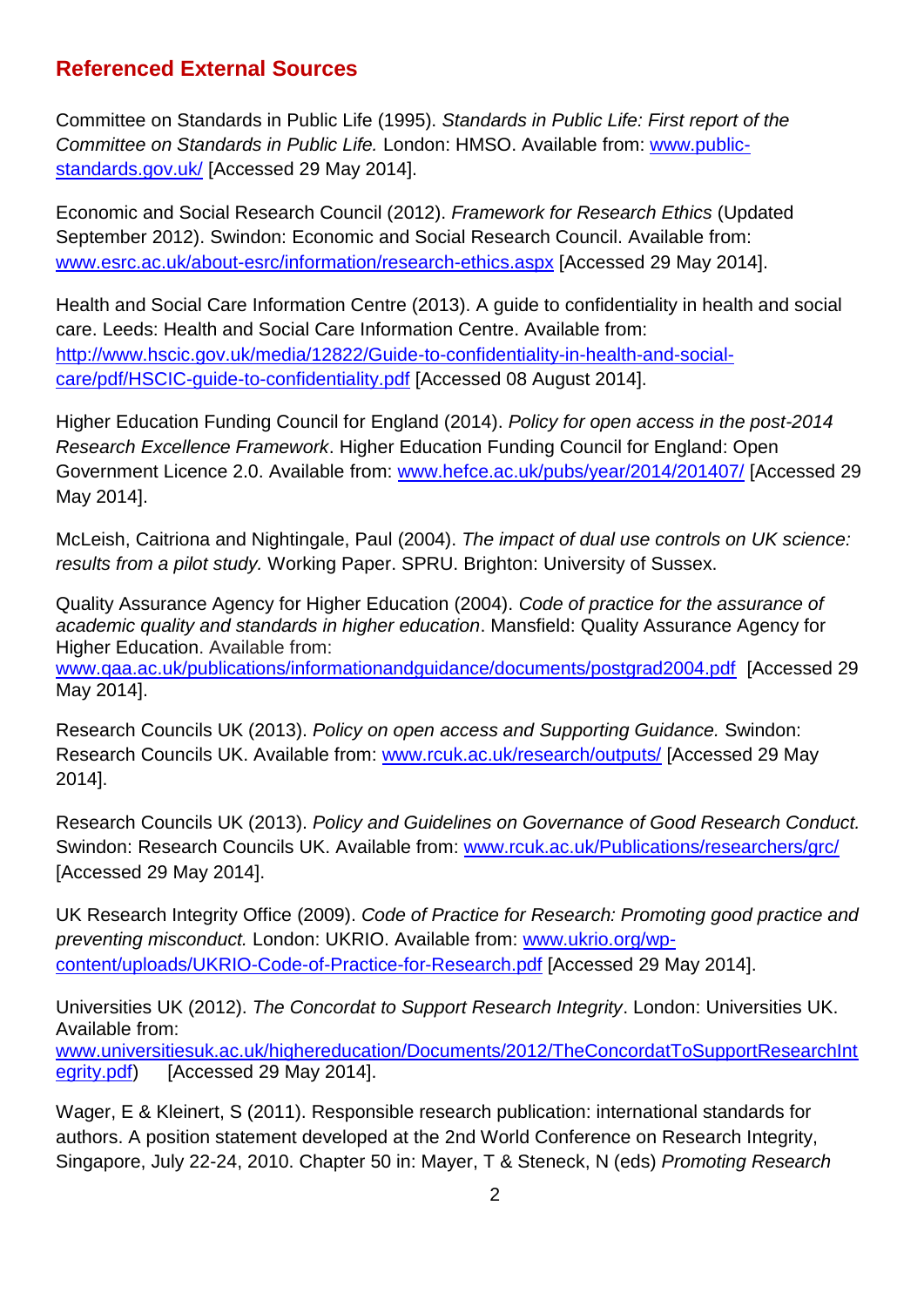## Referenced External Sources

Committee on Standards in Public Life (1995). *Standards in Public Life: First report of the Committee on Standards in Public Life.* London: HMSO. Available from: [www.public-standards.gov.uk/](www.public-standards.gov.uk/) [Accessed 29 May 2014].

Economic and Social Research Council (2012). *Framework for Research Ethics* (Updated September 2012). Swindon: Economic and Social Research Council. Available from: [www.esrc.ac.uk/about-esrc/information/research-ethics.aspx](www.esrc.ac.uk/about-esrc/information/research-ethics.aspx) [Accessed 29 May 2014].

Health and Social Care Information Centre (2013). A guide to confidentiality in health and social care. Leeds: Health and Social Care Information Centre. Available from: [http://www.hscic.gov.uk/media/12822/Guide-to-confidentiality-in-health-and-social-care/pdf/HSCIC-guide-to-confidentiality.pdf](http://www.hscic.gov.uk/media/12822/Guide-to-confidentiality-in-health-and-social-care/pdf/HSCIC-guide-to-confidentiality.pdf) [Accessed 08 August 2014].

Higher Education Funding Council for England (2014). *Policy for open access in the post-2014 Research Excellence Framework*. Higher Education Funding Council for England: Open Government Licence 2.0. Available from: [www.hefce.ac.uk/pubs/year/2014/201407/](www.hefce.ac.uk/pubs/year/2014/201407/) [Accessed 29 May 2014].

McLeish, Caitriona and Nightingale, Paul (2004). *The impact of dual use controls on UK science: results from a pilot study.* Working Paper. SPRU. Brighton: University of Sussex.

Quality Assurance Agency for Higher Education (2004). *Code of practice for the assurance of academic quality and standards in higher education*. Mansfield: Quality Assurance Agency for Higher Education. Available from: [www.qaa.ac.uk/publications/informationandguidance/documents/postgrad2004.pdf](www.qaa.ac.uk/publications/informationandguidance/documents/postgrad2004.pdf) [Accessed 29 May 2014].

Research Councils UK (2013). *Policy on open access and Supporting Guidance.* Swindon: Research Councils UK. Available from: [www.rcuk.ac.uk/research/outputs/](www.rcuk.ac.uk/research/outputs/) [Accessed 29 May 2014].

Research Councils UK (2013). *Policy and Guidelines on Governance of Good Research Conduct.* Swindon: Research Councils UK. Available from: [www.rcuk.ac.uk/Publications/researchers/grc/](www.rcuk.ac.uk/Publications/researchers/grc/) [Accessed 29 May 2014].

UK Research Integrity Office (2009). *Code of Practice for Research: Promoting good practice and preventing misconduct.* London: UKRIO. Available from: [www.ukrio.org/wp-content/uploads/UKRIO-Code-of-Practice-for-Research.pdf](www.ukrio.org/wp-content/uploads/UKRIO-Code-of-Practice-for-Research.pdf) [Accessed 29 May 2014].

Universities UK (2012). *The Concordat to Support Research Integrity*. London: Universities UK. Available from: [www.universitiesuk.ac.uk/highereducation/Documents/2012/TheConcordatToSupportResearchIntegrity.pdf](www.universitiesuk.ac.uk/highereducation/Documents/2012/TheConcordatToSupportResearchIntegrity.pdf)) [Accessed 29 May 2014].

Wager, E & Kleinert, S (2011). Responsible research publication: international standards for authors. A position statement developed at the 2nd World Conference on Research Integrity, Singapore, July 22-24, 2010. Chapter 50 in: Mayer, T & Steneck, N (eds) *Promoting Research*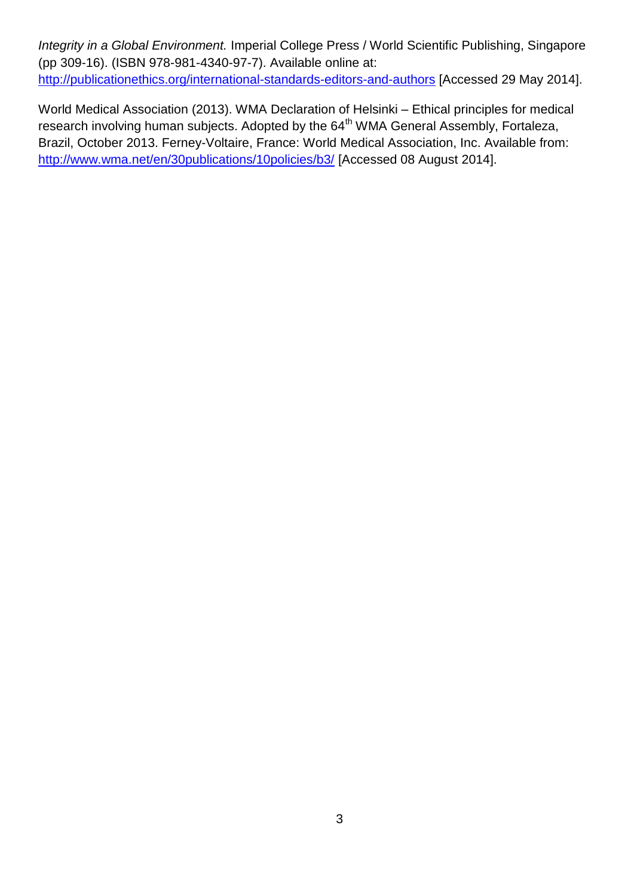*Integrity in a Global Environment.* Imperial College Press / World Scientific Publishing, Singapore (pp 309-16). (ISBN 978-981-4340-97-7). Available online at: http://publicationethics.org/international-standards-editors-and-authors [Accessed 29 May 2014].

World Medical Association (2013). WMA Declaration of Helsinki – Ethical principles for medical research involving human subjects. Adopted by the 64th WMA General Assembly, Fortaleza, Brazil, October 2013. Ferney-Voltaire, France: World Medical Association, Inc. Available from: http://www.wma.net/en/30publications/10policies/b3/ [Accessed 08 August 2014].